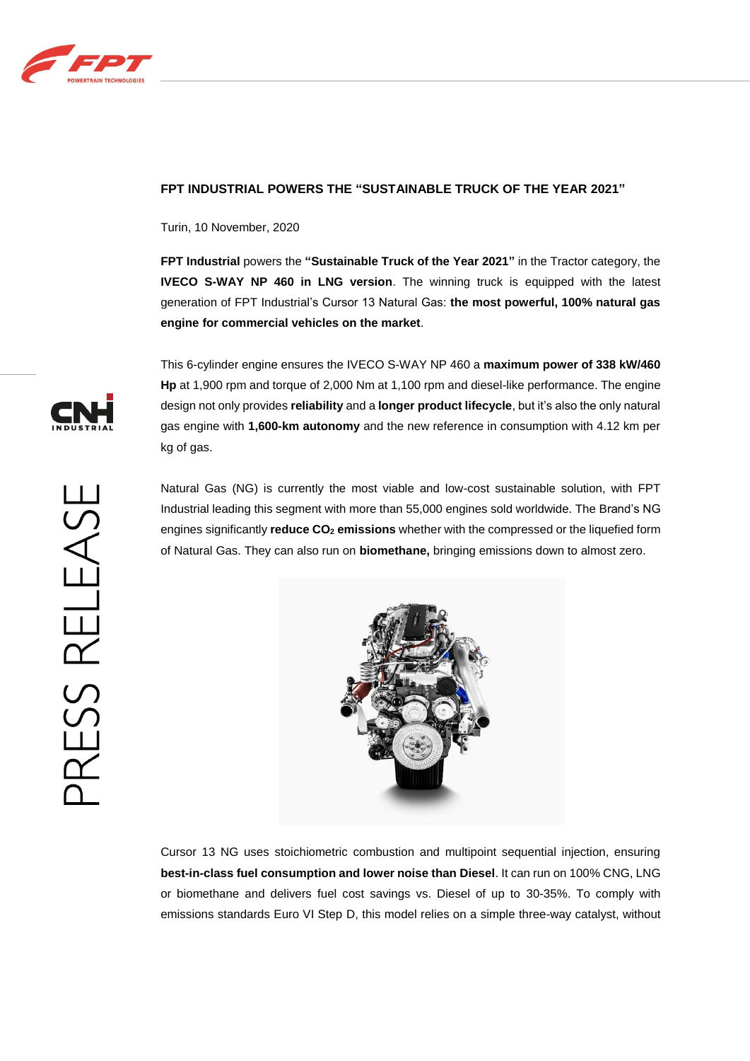# FPT INDUSTRIAL POWERS THE “SUSTAINABLE TRUCK OF THE YEAR 2021”

Turin, 10 November, 2020

**FPT Industrial** powers the **“Sustainable Truck of the Year 2021”** in the Tractor category, the **IVECO S-WAY NP 460 in LNG version**. The winning truck is equipped with the latest generation of FPT Industrial’s Cursor 13 Natural Gas: **the most powerful, 100% natural gas engine for commercial vehicles on the market**.

This 6-cylinder engine ensures the IVECO S-WAY NP 460 a **maximum power of 338 kW/460 Hp** at 1,900 rpm and torque of 2,000 Nm at 1,100 rpm and diesel-like performance. The engine design not only provides **reliability** and a **longer product lifecycle**, but it’s also the only natural gas engine with **1,600-km autonomy** and the new reference in consumption with 4.12 km per kg of gas.

Natural Gas (NG) is currently the most viable and low-cost sustainable solution, with FPT Industrial leading this segment with more than 55,000 engines sold worldwide. The Brand’s NG engines significantly **reduce $CO_2$ emissions** whether with the compressed or the liquefied form of Natural Gas. They can also run on **biomethane,** bringing emissions down to almost zero.

Cursor 13 NG uses stoichiometric combustion and multipoint sequential injection, ensuring **best-in-class fuel consumption and lower noise than Diesel**. It can run on 100% CNG, LNG or biomethane and delivers fuel cost savings vs. Diesel of up to 30-35%. To comply with emissions standards Euro VI Step D, this model relies on a simple three-way catalyst, without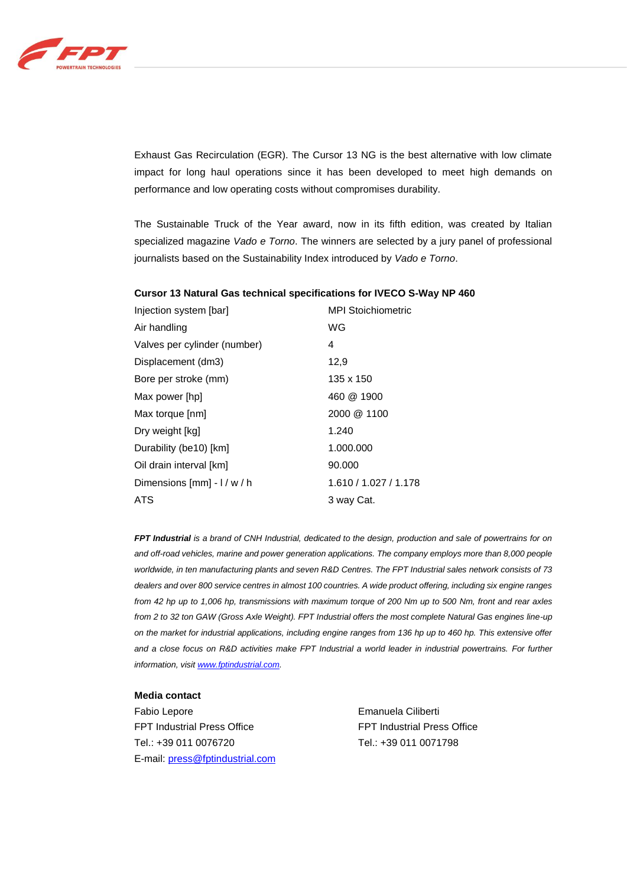Exhaust Gas Recirculation (EGR). The Cursor 13 NG is the best alternative with low climate impact for long haul operations since it has been developed to meet high demands on performance and low operating costs without compromises durability.

The Sustainable Truck of the Year award, now in its fifth edition, was created by Italian specialized magazine *Vado e Torno*. The winners are selected by a jury panel of professional journalists based on the Sustainability Index introduced by *Vado e Torno*.

**Cursor 13 Natural Gas technical specifications for IVECO S-Way NP 460**

| | |
|---|---|
| Injection system [bar] | MPI Stoichiometric |
| Air handling | WG |
| Valves per cylinder (number) | 4 |
| Displacement (dm3) | 12,9 |
| Bore per stroke (mm) | 135 x 150 |
| Max power [hp] | 460 @ 1900 |
| Max torque [nm] | 2000 @ 1100 |
| Dry weight [kg] | 1.240 |
| Durability (be10) [km] | 1.000.000 |
| Oil drain interval [km] | 90.000 |
| Dimensions [mm] - l / w / h | 1.610 / 1.027 / 1.178 |
| ATS | 3 way Cat. |

***FPT Industrial*** *is a brand of CNH Industrial, dedicated to the design, production and sale of powertrains for on and off-road vehicles, marine and power generation applications. The company employs more than 8,000 people worldwide, in ten manufacturing plants and seven R&D Centres. The FPT Industrial sales network consists of 73 dealers and over 800 service centres in almost 100 countries. A wide product offering, including six engine ranges from 42 hp up to 1,006 hp, transmissions with maximum torque of 200 Nm up to 500 Nm, front and rear axles from 2 to 32 ton GAW (Gross Axle Weight). FPT Industrial offers the most complete Natural Gas engines line-up on the market for industrial applications, including engine ranges from 136 hp up to 460 hp. This extensive offer and a close focus on R&D activities make FPT Industrial a world leader in industrial powertrains. For further information, visit [www.fptindustrial.com](http://www.fptindustrial.com).*

**Media contact**

Fabio Lepore
FPT Industrial Press Office
Tel.: +39 011 0076720
E-mail: [press@fptindustrial.com](mailto:press@fptindustrial.com)

Emanuela Ciliberti
FPT Industrial Press Office
Tel.: +39 011 0071798